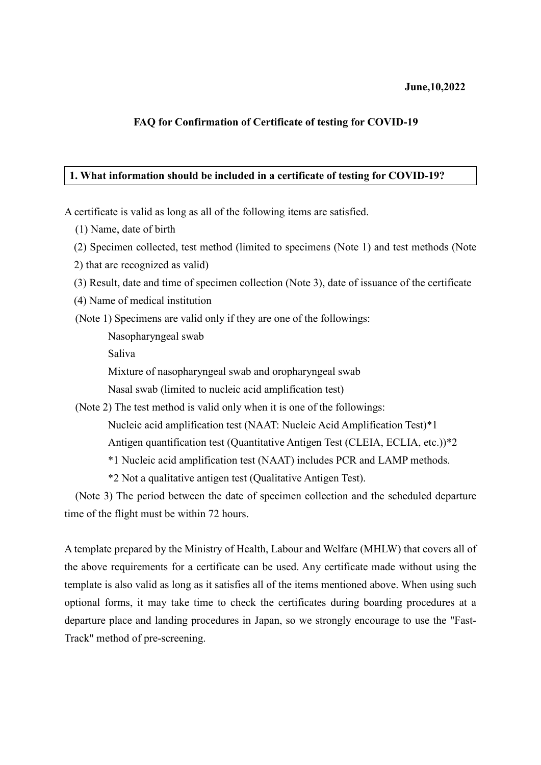**June,10,2022**

# FAQ for Confirmation of Certificate of testing for COVID-19

## 1. What information should be included in a certificate of testing for COVID-19?

A certificate is valid as long as all of the following items are satisfied.

(1) Name, date of birth

(2) Specimen collected, test method (limited to specimens (Note 1) and test methods (Note 2) that are recognized as valid)

(3) Result, date and time of specimen collection (Note 3), date of issuance of the certificate

(4) Name of medical institution

(Note 1) Specimens are valid only if they are one of the followings:

- Nasopharyngeal swab
- Saliva
- Mixture of nasopharyngeal swab and oropharyngeal swab
- Nasal swab (limited to nucleic acid amplification test)

(Note 2) The test method is valid only when it is one of the followings:

- Nucleic acid amplification test (NAAT: Nucleic Acid Amplification Test)*1
- Antigen quantification test (Quantitative Antigen Test (CLEIA, ECLIA, etc.))*2

*1 Nucleic acid amplification test (NAAT) includes PCR and LAMP methods.

*2 Not a qualitative antigen test (Qualitative Antigen Test).

(Note 3) The period between the date of specimen collection and the scheduled departure time of the flight must be within 72 hours.

A template prepared by the Ministry of Health, Labour and Welfare (MHLW) that covers all of the above requirements for a certificate can be used. Any certificate made without using the template is also valid as long as it satisfies all of the items mentioned above. When using such optional forms, it may take time to check the certificates during boarding procedures at a departure place and landing procedures in Japan, so we strongly encourage to use the "Fast-Track" method of pre-screening.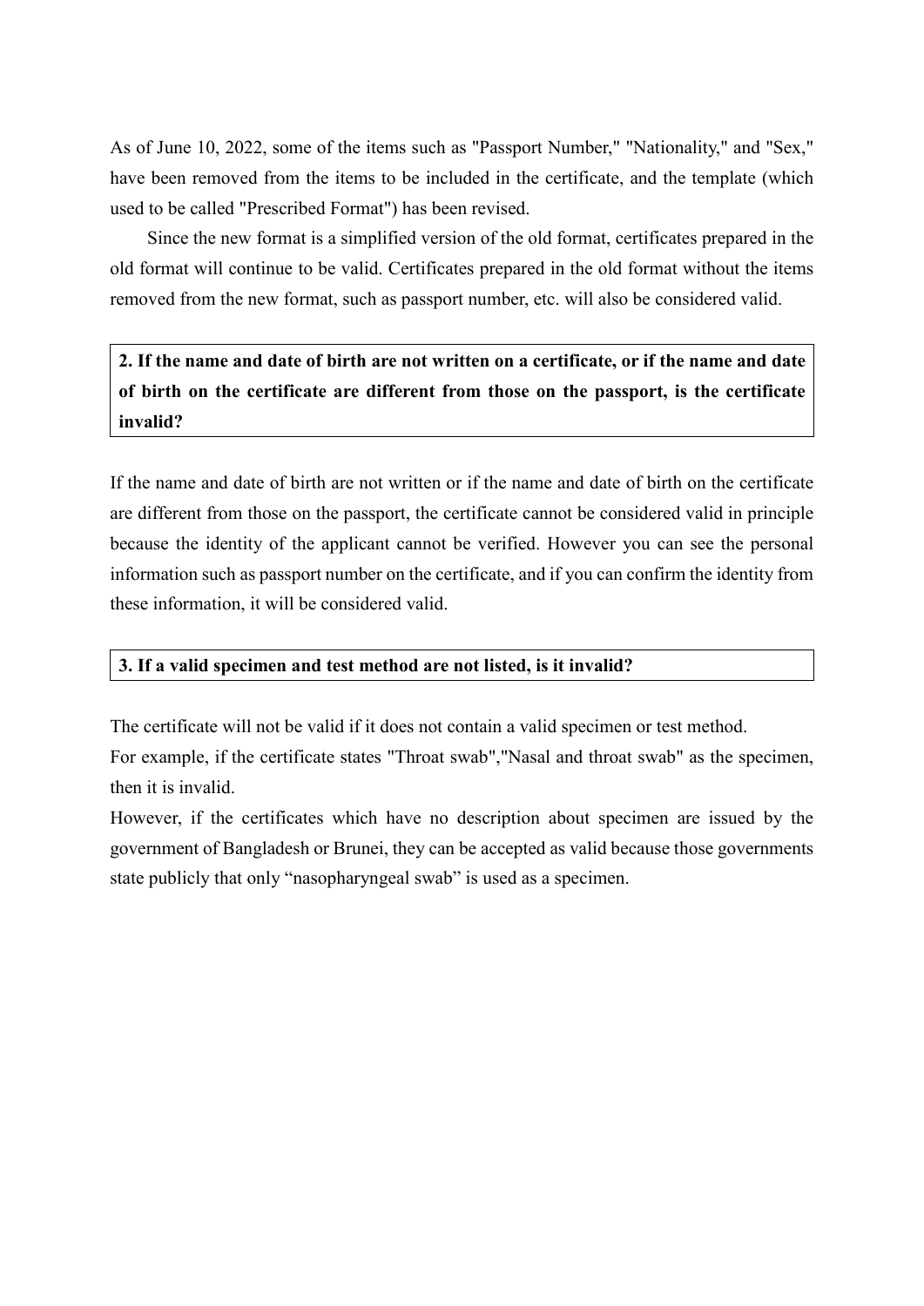As of June 10, 2022, some of the items such as "Passport Number," "Nationality," and "Sex," have been removed from the items to be included in the certificate, and the template (which used to be called "Prescribed Format") has been revised.

Since the new format is a simplified version of the old format, certificates prepared in the old format will continue to be valid. Certificates prepared in the old format without the items removed from the new format, such as passport number, etc. will also be considered valid.

**2. If the name and date of birth are not written on a certificate, or if the name and date of birth on the certificate are different from those on the passport, is the certificate invalid?**

If the name and date of birth are not written or if the name and date of birth on the certificate are different from those on the passport, the certificate cannot be considered valid in principle because the identity of the applicant cannot be verified. However you can see the personal information such as passport number on the certificate, and if you can confirm the identity from these information, it will be considered valid.

**3. If a valid specimen and test method are not listed, is it invalid?**

The certificate will not be valid if it does not contain a valid specimen or test method.
For example, if the certificate states "Throat swab","Nasal and throat swab" as the specimen, then it is invalid.
However, if the certificates which have no description about specimen are issued by the government of Bangladesh or Brunei, they can be accepted as valid because those governments state publicly that only "nasopharyngeal swab" is used as a specimen.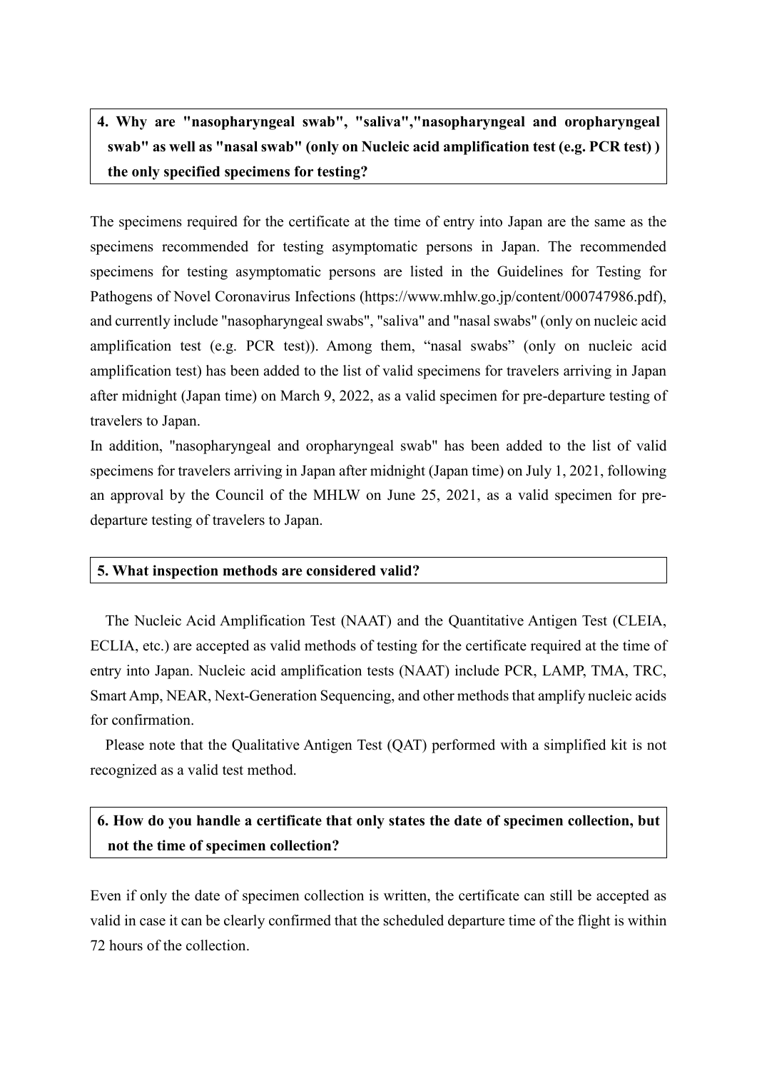**4. Why are "nasopharyngeal swab", "saliva","nasopharyngeal and oropharyngeal swab" as well as "nasal swab" (only on Nucleic acid amplification test (e.g. PCR test) ) the only specified specimens for testing?**

The specimens required for the certificate at the time of entry into Japan are the same as the specimens recommended for testing asymptomatic persons in Japan. The recommended specimens for testing asymptomatic persons are listed in the Guidelines for Testing for Pathogens of Novel Coronavirus Infections (https://www.mhlw.go.jp/content/000747986.pdf), and currently include "nasopharyngeal swabs", "saliva" and "nasal swabs" (only on nucleic acid amplification test (e.g. PCR test)). Among them, “nasal swabs” (only on nucleic acid amplification test) has been added to the list of valid specimens for travelers arriving in Japan after midnight (Japan time) on March 9, 2022, as a valid specimen for pre-departure testing of travelers to Japan.

In addition, "nasopharyngeal and oropharyngeal swab" has been added to the list of valid specimens for travelers arriving in Japan after midnight (Japan time) on July 1, 2021, following an approval by the Council of the MHLW on June 25, 2021, as a valid specimen for pre-departure testing of travelers to Japan.

**5. What inspection methods are considered valid?**

The Nucleic Acid Amplification Test (NAAT) and the Quantitative Antigen Test (CLEIA, ECLIA, etc.) are accepted as valid methods of testing for the certificate required at the time of entry into Japan. Nucleic acid amplification tests (NAAT) include PCR, LAMP, TMA, TRC, Smart Amp, NEAR, Next-Generation Sequencing, and other methods that amplify nucleic acids for confirmation.

Please note that the Qualitative Antigen Test (QAT) performed with a simplified kit is not recognized as a valid test method.

**6. How do you handle a certificate that only states the date of specimen collection, but not the time of specimen collection?**

Even if only the date of specimen collection is written, the certificate can still be accepted as valid in case it can be clearly confirmed that the scheduled departure time of the flight is within 72 hours of the collection.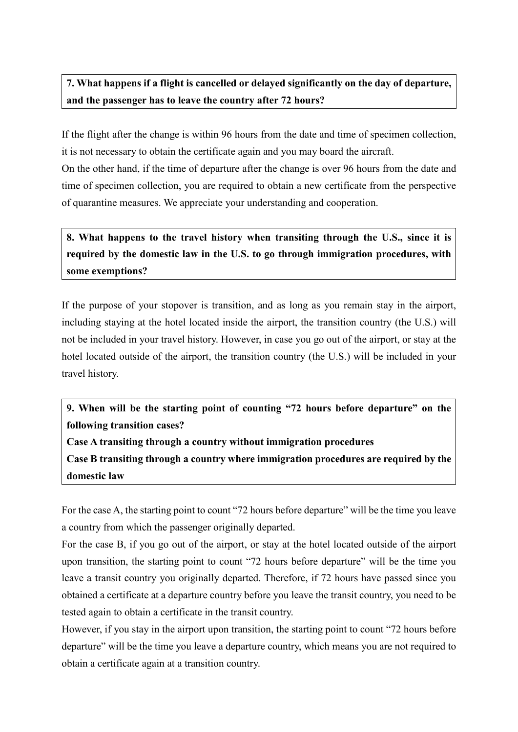**7. What happens if a flight is cancelled or delayed significantly on the day of departure, and the passenger has to leave the country after 72 hours?**

If the flight after the change is within 96 hours from the date and time of specimen collection, it is not necessary to obtain the certificate again and you may board the aircraft.
On the other hand, if the time of departure after the change is over 96 hours from the date and time of specimen collection, you are required to obtain a new certificate from the perspective of quarantine measures. We appreciate your understanding and cooperation.

**8. What happens to the travel history when transiting through the U.S., since it is required by the domestic law in the U.S. to go through immigration procedures, with some exemptions?**

If the purpose of your stopover is transition, and as long as you remain stay in the airport, including staying at the hotel located inside the airport, the transition country (the U.S.) will not be included in your travel history. However, in case you go out of the airport, or stay at the hotel located outside of the airport, the transition country (the U.S.) will be included in your travel history.

**9. When will be the starting point of counting "72 hours before departure" on the following transition cases?**
**Case A transiting through a country without immigration procedures**
**Case B transiting through a country where immigration procedures are required by the domestic law**

For the case A, the starting point to count "72 hours before departure" will be the time you leave a country from which the passenger originally departed.
For the case B, if you go out of the airport, or stay at the hotel located outside of the airport upon transition, the starting point to count "72 hours before departure" will be the time you leave a transit country you originally departed. Therefore, if 72 hours have passed since you obtained a certificate at a departure country before you leave the transit country, you need to be tested again to obtain a certificate in the transit country.
However, if you stay in the airport upon transition, the starting point to count "72 hours before departure" will be the time you leave a departure country, which means you are not required to obtain a certificate again at a transition country.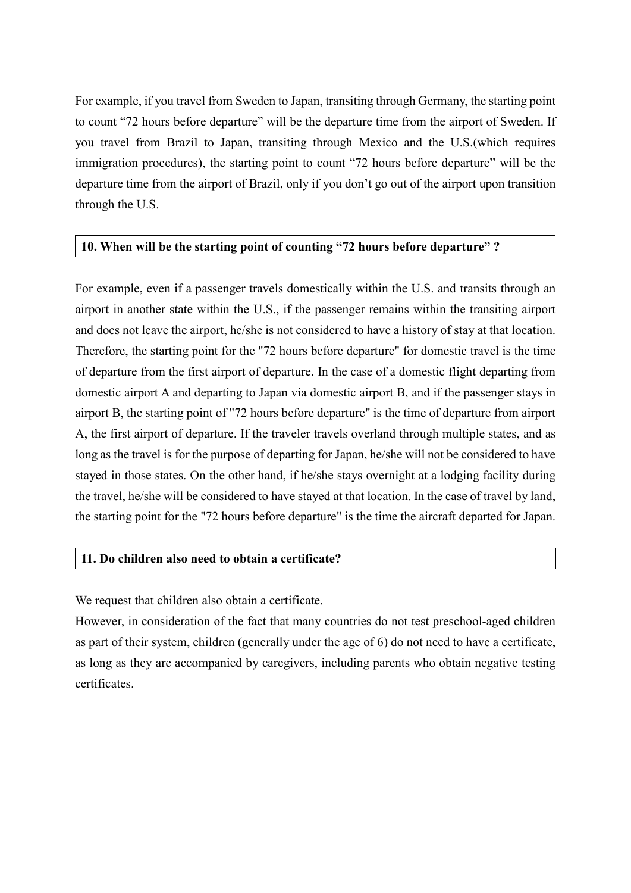For example, if you travel from Sweden to Japan, transiting through Germany, the starting point to count "72 hours before departure" will be the departure time from the airport of Sweden. If you travel from Brazil to Japan, transiting through Mexico and the U.S.(which requires immigration procedures), the starting point to count "72 hours before departure" will be the departure time from the airport of Brazil, only if you don't go out of the airport upon transition through the U.S.

### 10. When will be the starting point of counting "72 hours before departure" ?

For example, even if a passenger travels domestically within the U.S. and transits through an airport in another state within the U.S., if the passenger remains within the transiting airport and does not leave the airport, he/she is not considered to have a history of stay at that location. Therefore, the starting point for the "72 hours before departure" for domestic travel is the time of departure from the first airport of departure. In the case of a domestic flight departing from domestic airport A and departing to Japan via domestic airport B, and if the passenger stays in airport B, the starting point of "72 hours before departure" is the time of departure from airport A, the first airport of departure. If the traveler travels overland through multiple states, and as long as the travel is for the purpose of departing for Japan, he/she will not be considered to have stayed in those states. On the other hand, if he/she stays overnight at a lodging facility during the travel, he/she will be considered to have stayed at that location. In the case of travel by land, the starting point for the "72 hours before departure" is the time the aircraft departed for Japan.

### 11. Do children also need to obtain a certificate?

We request that children also obtain a certificate.
However, in consideration of the fact that many countries do not test preschool-aged children as part of their system, children (generally under the age of 6) do not need to have a certificate, as long as they are accompanied by caregivers, including parents who obtain negative testing certificates.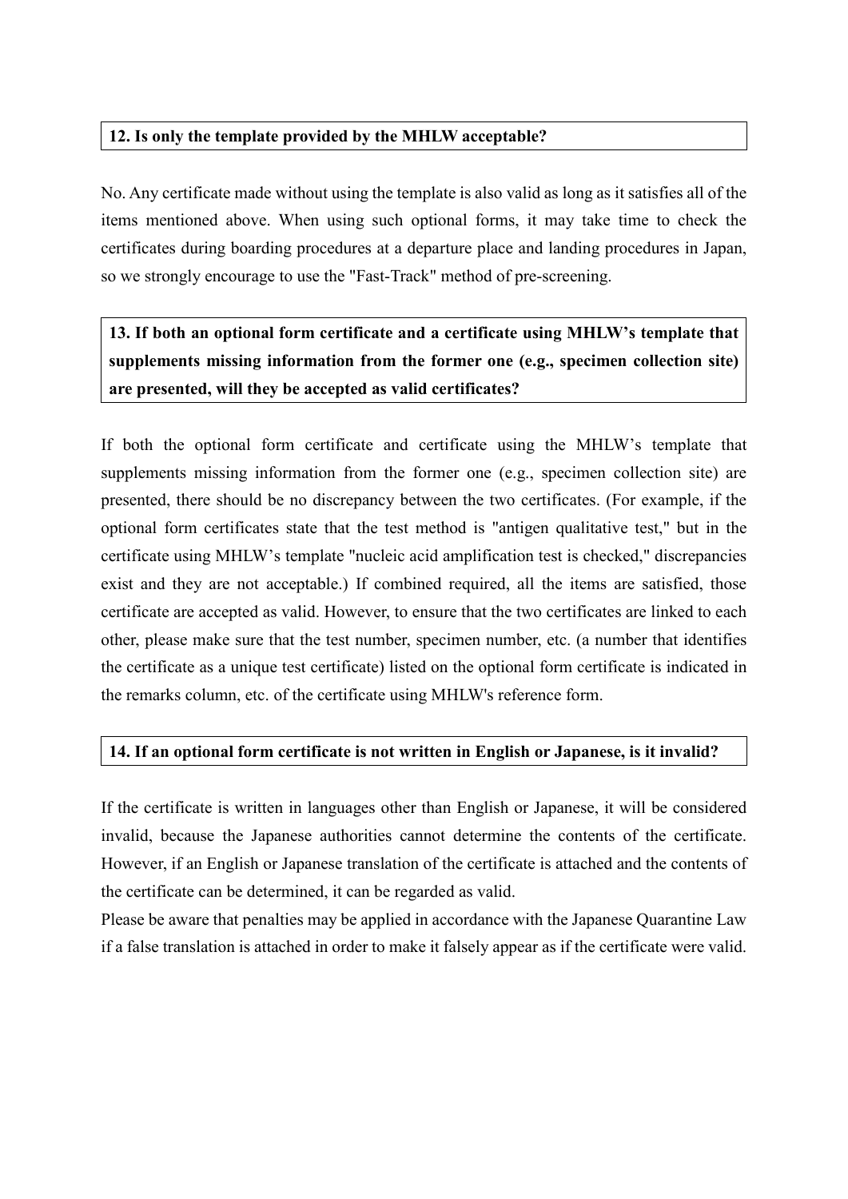### 12. Is only the template provided by the MHLW acceptable?

No. Any certificate made without using the template is also valid as long as it satisfies all of the items mentioned above. When using such optional forms, it may take time to check the certificates during boarding procedures at a departure place and landing procedures in Japan, so we strongly encourage to use the "Fast-Track" method of pre-screening.

### 13. If both an optional form certificate and a certificate using MHLW's template that supplements missing information from the former one (e.g., specimen collection site) are presented, will they be accepted as valid certificates?

If both the optional form certificate and certificate using the MHLW's template that supplements missing information from the former one (e.g., specimen collection site) are presented, there should be no discrepancy between the two certificates. (For example, if the optional form certificates state that the test method is "antigen qualitative test," but in the certificate using MHLW's template "nucleic acid amplification test is checked," discrepancies exist and they are not acceptable.) If combined required, all the items are satisfied, those certificate are accepted as valid. However, to ensure that the two certificates are linked to each other, please make sure that the test number, specimen number, etc. (a number that identifies the certificate as a unique test certificate) listed on the optional form certificate is indicated in the remarks column, etc. of the certificate using MHLW's reference form.

### 14. If an optional form certificate is not written in English or Japanese, is it invalid?

If the certificate is written in languages other than English or Japanese, it will be considered invalid, because the Japanese authorities cannot determine the contents of the certificate. However, if an English or Japanese translation of the certificate is attached and the contents of the certificate can be determined, it can be regarded as valid.

Please be aware that penalties may be applied in accordance with the Japanese Quarantine Law if a false translation is attached in order to make it falsely appear as if the certificate were valid.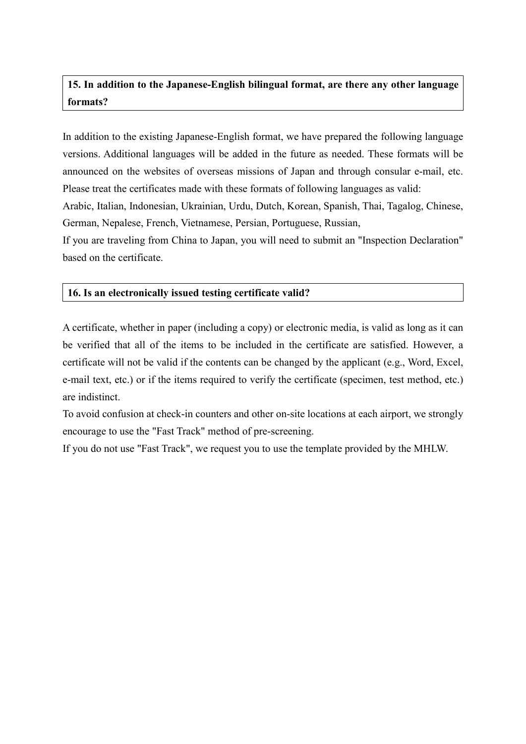**15. In addition to the Japanese-English bilingual format, are there any other language formats?**

In addition to the existing Japanese-English format, we have prepared the following language versions. Additional languages will be added in the future as needed. These formats will be announced on the websites of overseas missions of Japan and through consular e-mail, etc. Please treat the certificates made with these formats of following languages as valid:

Arabic, Italian, Indonesian, Ukrainian, Urdu, Dutch, Korean, Spanish, Thai, Tagalog, Chinese, German, Nepalese, French, Vietnamese, Persian, Portuguese, Russian,

If you are traveling from China to Japan, you will need to submit an "Inspection Declaration" based on the certificate.

**16. Is an electronically issued testing certificate valid?**

A certificate, whether in paper (including a copy) or electronic media, is valid as long as it can be verified that all of the items to be included in the certificate are satisfied. However, a certificate will not be valid if the contents can be changed by the applicant (e.g., Word, Excel, e-mail text, etc.) or if the items required to verify the certificate (specimen, test method, etc.) are indistinct.

To avoid confusion at check-in counters and other on-site locations at each airport, we strongly encourage to use the "Fast Track" method of pre-screening.

If you do not use "Fast Track", we request you to use the template provided by the MHLW.